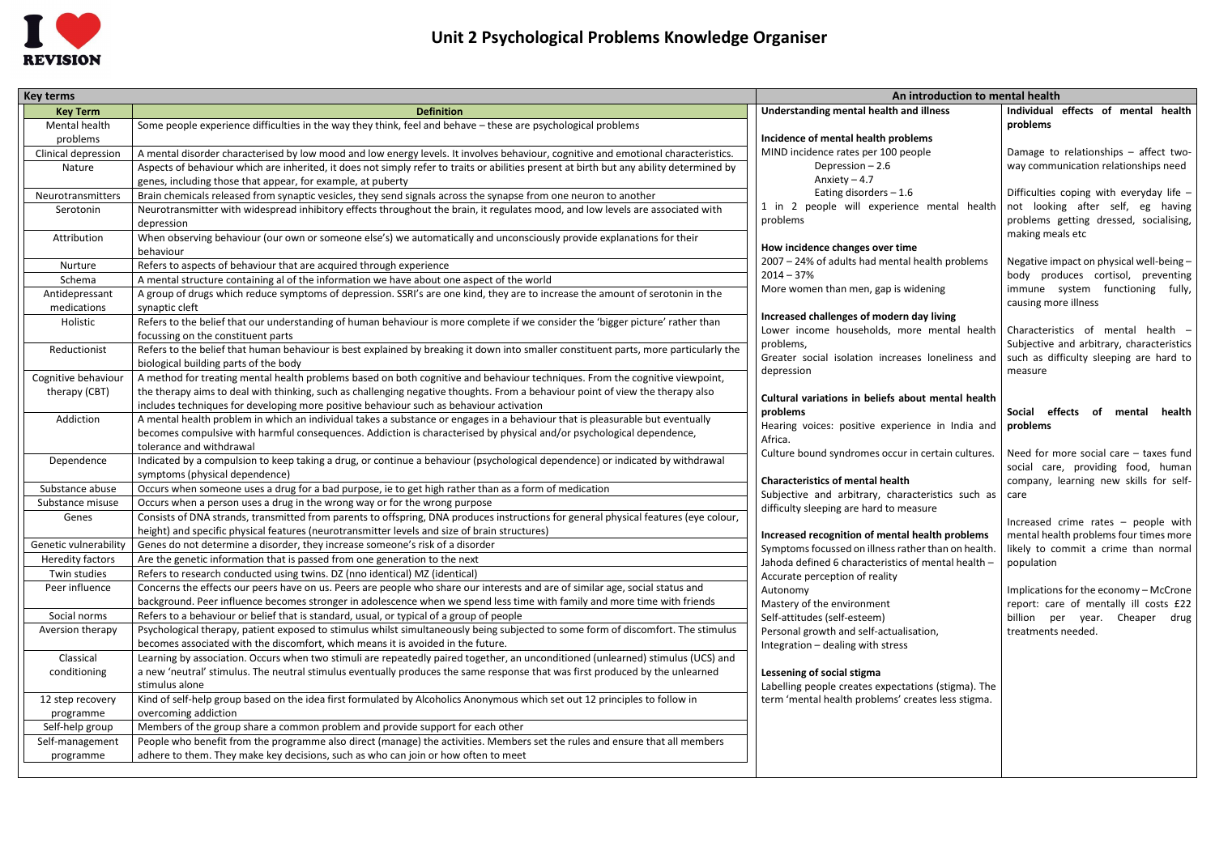# Unit 2 Psychological Problems Knowledge Organiser

## Key terms

| Key Term | Definition |
|---|---|
| Mental health problems | Some people experience difficulties in the way they think, feel and behave – these are psychological problems |
| Clinical depression | A mental disorder characterised by low mood and low energy levels. It involves behaviour, cognitive and emotional characteristics. |
| Nature | Aspects of behaviour which are inherited, it does not simply refer to traits or abilities present at birth but any ability determined by genes, including those that appear, for example, at puberty |
| Neurotransmitters | Brain chemicals released from synaptic vesicles, they send signals across the synapse from one neuron to another |
| Serotonin | Neurotransmitter with widespread inhibitory effects throughout the brain, it regulates mood, and low levels are associated with depression |
| Attribution | When observing behaviour (our own or someone else's) we automatically and unconsciously provide explanations for their behaviour |
| Nurture | Refers to aspects of behaviour that are acquired through experience |
| Schema | A mental structure containing al of the information we have about one aspect of the world |
| Antidepressant medications | A group of drugs which reduce symptoms of depression. SSRI's are one kind, they are to increase the amount of serotonin in the synaptic cleft |
| Holistic | Refers to the belief that our understanding of human behaviour is more complete if we consider the 'bigger picture' rather than focussing on the constituent parts |
| Reductionist | Refers to the belief that human behaviour is best explained by breaking it down into smaller constituent parts, more particularly the biological building parts of the body |
| Cognitive behaviour therapy (CBT) | A method for treating mental health problems based on both cognitive and behaviour techniques. From the cognitive viewpoint, the therapy aims to deal with thinking, such as challenging negative thoughts. From a behaviour point of view the therapy also includes techniques for developing more positive behaviour such as behaviour activation |
| Addiction | A mental health problem in which an individual takes a substance or engages in a behaviour that is pleasurable but eventually becomes compulsive with harmful consequences. Addiction is characterised by physical and/or psychological dependence, tolerance and withdrawal |
| Dependence | Indicated by a compulsion to keep taking a drug, or continue a behaviour (psychological dependence) or indicated by withdrawal symptoms (physical dependence) |
| Substance abuse | Occurs when someone uses a drug for a bad purpose, ie to get high rather than as a form of medication |
| Substance misuse | Occurs when a person uses a drug in the wrong way or for the wrong purpose |
| Genes | Consists of DNA strands, transmitted from parents to offspring, DNA produces instructions for general physical features (eye colour, height) and specific physical features (neurotransmitter levels and size of brain structures) |
| Genetic vulnerability | Genes do not determine a disorder, they increase someone's risk of a disorder |
| Heredity factors | Are the genetic information that is passed from one generation to the next |
| Twin studies | Refers to research conducted using twins. DZ (nno identical) MZ (identical) |
| Peer influence | Concerns the effects our peers have on us. Peers are people who share our interests and are of similar age, social status and background. Peer influence becomes stronger in adolescence when we spend less time with family and more time with friends |
| Social norms | Refers to a behaviour or belief that is standard, usual, or typical of a group of people |
| Aversion therapy | Psychological therapy, patient exposed to stimulus whilst simultaneously being subjected to some form of discomfort. The stimulus becomes associated with the discomfort, which means it is avoided in the future. |
| Classical conditioning | Learning by association. Occurs when two stimuli are repeatedly paired together, an unconditioned (unlearned) stimulus (UCS) and a new 'neutral' stimulus. The neutral stimulus eventually produces the same response that was first produced by the unlearned stimulus alone |
| 12 step recovery programme | Kind of self-help group based on the idea first formulated by Alcoholics Anonymous which set out 12 principles to follow in overcoming addiction |
| Self-help group | Members of the group share a common problem and provide support for each other |
| Self-management programme | People who benefit from the programme also direct (manage) the activities. Members set the rules and ensure that all members adhere to them. They make key decisions, such as who can join or how often to meet |

## An introduction to mental health

### Understanding mental health and illness

**Incidence of mental health problems**

MIND incidence rates per 100 people

- Depression – 2.6
- Anxiety – 4.7
- Eating disorders – 1.6

1 in 2 people will experience mental health problems

**How incidence changes over time**

2007 – 24% of adults had mental health problems

2014 – 37%

More women than men, gap is widening

**Increased challenges of modern day living**

Lower income households, more mental health problems,

Greater social isolation increases loneliness and depression

**Cultural variations in beliefs about mental health problems**

Hearing voices: positive experience in India and Africa.

Culture bound syndromes occur in certain cultures.

**Characteristics of mental health**

Subjective and arbitrary, characteristics such as difficulty sleeping are hard to measure

**Increased recognition of mental health problems**

Symptoms focussed on illness rather than on health.

Jahoda defined 6 characteristics of mental health –

- Accurate perception of reality
- Autonomy
- Mastery of the environment
- Self-attitudes (self-esteem)
- Personal growth and self-actualisation,
- Integration – dealing with stress

**Lessening of social stigma**

Labelling people creates expectations (stigma). The term 'mental health problems' creates less stigma.

### Individual effects of mental health problems

Damage to relationships – affect two-way communication relationships need

Difficulties coping with everyday life – not looking after self, eg having problems getting dressed, socialising, making meals etc

Negative impact on physical well-being – body produces cortisol, preventing immune system functioning fully, causing more illness

Characteristics of mental health – Subjective and arbitrary, characteristics such as difficulty sleeping are hard to measure

### Social effects of mental health problems

Need for more social care – taxes fund social care, providing food, human company, learning new skills for self-care

Increased crime rates – people with mental health problems four times more likely to commit a crime than normal population

Implications for the economy – McCrone report: care of mentally ill costs £22 billion per year. Cheaper drug treatments needed.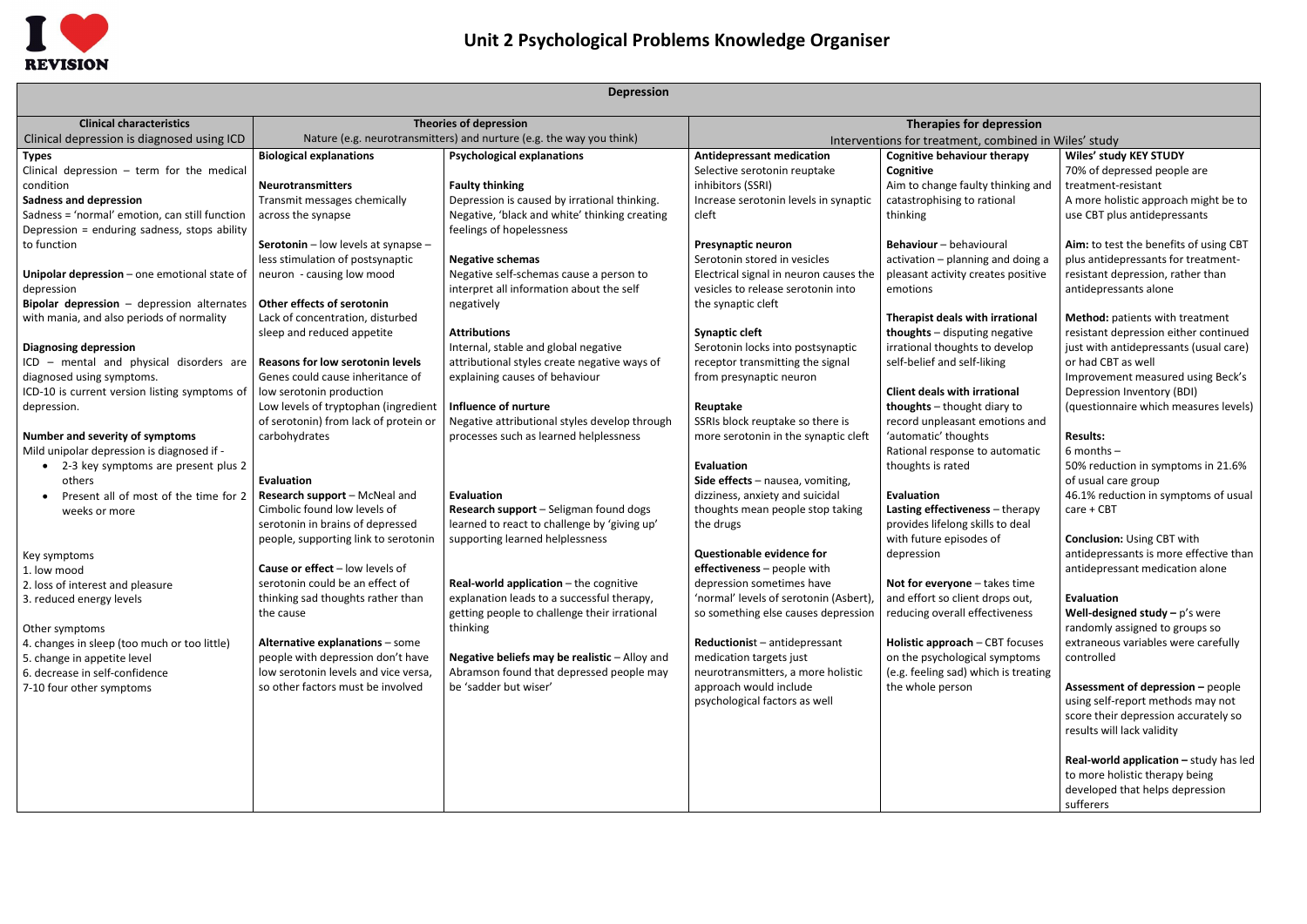# Unit 2 Psychological Problems Knowledge Organiser

## Depression

### Clinical characteristics

Clinical depression is diagnosed using ICD

**Types**

Clinical depression – term for the medical condition

**Sadness and depression**

Sadness = 'normal' emotion, can still function

Depression = enduring sadness, stops ability to function

**Unipolar depression** – one emotional state of depression

**Bipolar depression** – depression alternates with mania, and also periods of normality

**Diagnosing depression**

ICD – mental and physical disorders are diagnosed using symptoms.

ICD-10 is current version listing symptoms of depression.

**Number and severity of symptoms**

Mild unipolar depression is diagnosed if -

- 2-3 key symptoms are present plus 2 others
- Present all of most of the time for 2 weeks or more

Key symptoms

1. low mood
2. loss of interest and pleasure
3. reduced energy levels

Other symptoms

4. changes in sleep (too much or too little)
5. change in appetite level
6. decrease in self-confidence
7-10 four other symptoms

### Theories of depression

Nature (e.g. neurotransmitters) and nurture (e.g. the way you think)

#### Biological explanations

**Neurotransmitters**

Transmit messages chemically across the synapse

**Serotonin** – low levels at synapse – less stimulation of postsynaptic neuron - causing low mood

**Other effects of serotonin**

Lack of concentration, disturbed sleep and reduced appetite

**Reasons for low serotonin levels**

Genes could cause inheritance of low serotonin production

Low levels of tryptophan (ingredient of serotonin) from lack of protein or carbohydrates

**Evaluation**

**Research support** – McNeal and Cimbolic found low levels of serotonin in brains of depressed people, supporting link to serotonin

**Cause or effect** – low levels of serotonin could be an effect of thinking sad thoughts rather than the cause

**Alternative explanations** – some people with depression don't have low serotonin levels and vice versa, so other factors must be involved

#### Psychological explanations

**Faulty thinking**

Depression is caused by irrational thinking.

Negative, 'black and white' thinking creating feelings of hopelessness

**Negative schemas**

Negative self-schemas cause a person to interpret all information about the self negatively

**Attributions**

Internal, stable and global negative attributional styles create negative ways of explaining causes of behaviour

**Influence of nurture**

Negative attributional styles develop through processes such as learned helplessness

**Evaluation**

**Research support** – Seligman found dogs learned to react to challenge by 'giving up' supporting learned helplessness

**Real-world application** – the cognitive explanation leads to a successful therapy, getting people to challenge their irrational thinking

**Negative beliefs may be realistic** – Alloy and Abramson found that depressed people may be 'sadder but wiser'

### Therapies for depression

Interventions for treatment, combined in Wiles' study

#### Antidepressant medication

Selective serotonin reuptake inhibitors (SSRI)

Increase serotonin levels in synaptic cleft

**Presynaptic neuron**

Serotonin stored in vesicles

Electrical signal in neuron causes the vesicles to release serotonin into the synaptic cleft

**Synaptic cleft**

Serotonin locks into postsynaptic receptor transmitting the signal from presynaptic neuron

**Reuptake**

SSRIs block reuptake so there is more serotonin in the synaptic cleft

**Evaluation**

**Side effects** – nausea, vomiting, dizziness, anxiety and suicidal thoughts mean people stop taking the drugs

**Questionable evidence for effectiveness** – people with depression sometimes have 'normal' levels of serotonin (Asbert), so something else causes depression

**Reductionist** – antidepressant medication targets just neurotransmitters, a more holistic approach would include psychological factors as well

#### Cognitive behaviour therapy

**Cognitive**

Aim to change faulty thinking and catastrophising to rational thinking

**Behaviour** – behavioural activation – planning and doing a pleasant activity creates positive emotions

**Therapist deals with irrational thoughts** – disputing negative irrational thoughts to develop self-belief and self-liking

**Client deals with irrational thoughts** – thought diary to record unpleasant emotions and 'automatic' thoughts

Rational response to automatic thoughts is rated

**Evaluation**

**Lasting effectiveness** – therapy provides lifelong skills to deal with future episodes of depression

**Not for everyone** – takes time and effort so client drops out, reducing overall effectiveness

**Holistic approach** – CBT focuses on the psychological symptoms (e.g. feeling sad) which is treating the whole person

#### Wiles' study KEY STUDY

70% of depressed people are treatment-resistant

A more holistic approach might be to use CBT plus antidepressants

**Aim:** to test the benefits of using CBT plus antidepressants for treatment-resistant depression, rather than antidepressants alone

**Method:** patients with treatment resistant depression either continued just with antidepressants (usual care) or had CBT as well

Improvement measured using Beck's Depression Inventory (BDI) (questionnaire which measures levels)

**Results:**

6 months –

50% reduction in symptoms in 21.6% of usual care group

46.1% reduction in symptoms of usual care + CBT

**Conclusion:** Using CBT with antidepressants is more effective than antidepressant medication alone

**Evaluation**

**Well-designed study –** p's were randomly assigned to groups so extraneous variables were carefully controlled

**Assessment of depression –** people using self-report methods may not score their depression accurately so results will lack validity

**Real-world application –** study has led to more holistic therapy being developed that helps depression sufferers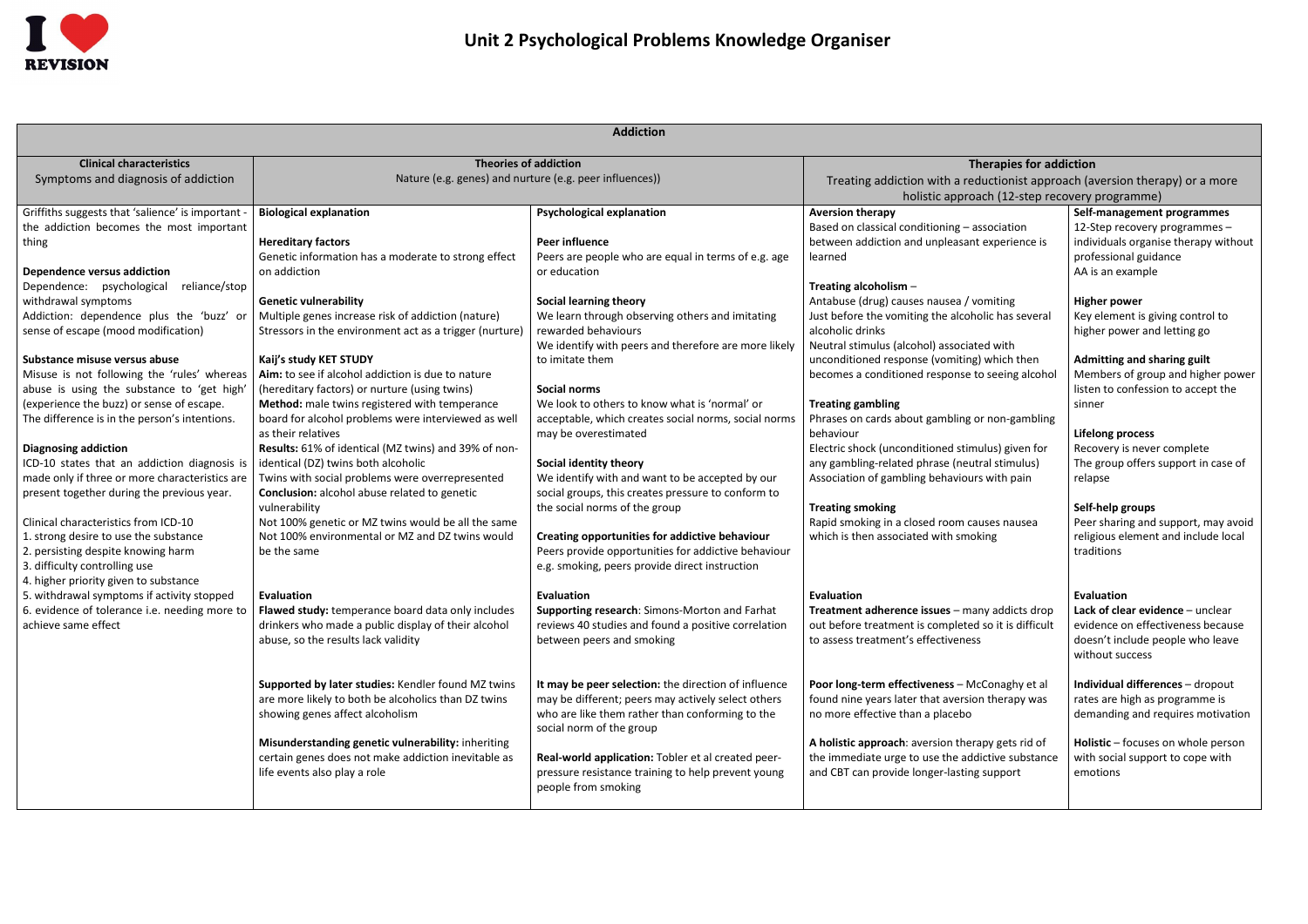# Unit 2 Psychological Problems Knowledge Organiser

| Addiction | | | | |
|---|---|---|---|---|
| **Clinical characteristics**<br>Symptoms and diagnosis of addiction | **Theories of addiction**<br>Nature (e.g. genes) and nurture (e.g. peer influences)) | | **Therapies for addiction**<br>Treating addiction with a reductionist approach (aversion therapy) or a more holistic approach (12-step recovery programme) | |
| Griffiths suggests that 'salience' is important - the addiction becomes the most important thing<br><br>**Dependence versus addiction**<br>Dependence: psychological reliance/stop withdrawal symptoms<br>Addiction: dependence plus the 'buzz' or sense of escape (mood modification)<br><br>**Substance misuse versus abuse**<br>Misuse is not following the 'rules' whereas abuse is using the substance to 'get high' (experience the buzz) or sense of escape.<br>The difference is in the person's intentions.<br><br>**Diagnosing addiction**<br>ICD-10 states that an addiction diagnosis is made only if three or more characteristics are present together during the previous year.<br><br>Clinical characteristics from ICD-10<br>1. strong desire to use the substance<br>2. persisting despite knowing harm<br>3. difficulty controlling use<br>4. higher priority given to substance<br>5. withdrawal symptoms if activity stopped<br>6. evidence of tolerance i.e. needing more to achieve same effect | **Biological explanation**<br><br>**Hereditary factors**<br>Genetic information has a moderate to strong effect on addiction<br><br>**Genetic vulnerability**<br>Multiple genes increase risk of addiction (nature)<br>Stressors in the environment act as a trigger (nurture)<br><br>**Kaij's study KET STUDY**<br>**Aim:** to see if alcohol addiction is due to nature (hereditary factors) or nurture (using twins)<br>**Method:** male twins registered with temperance board for alcohol problems were interviewed as well as their relatives<br>**Results:** 61% of identical (MZ twins) and 39% of non-identical (DZ) twins both alcoholic<br>Twins with social problems were overrepresented<br>**Conclusion:** alcohol abuse related to genetic vulnerability<br>Not 100% genetic or MZ twins would be all the same<br>Not 100% environmental or MZ and DZ twins would be the same<br><br>**Evaluation**<br>**Flawed study:** temperance board data only includes drinkers who made a public display of their alcohol abuse, so the results lack validity<br><br>**Supported by later studies:** Kendler found MZ twins are more likely to both be alcoholics than DZ twins showing genes affect alcoholism<br><br>**Misunderstanding genetic vulnerability:** inheriting certain genes does not make addiction inevitable as life events also play a role | **Psychological explanation**<br><br>**Peer influence**<br>Peers are people who are equal in terms of e.g. age or education<br><br>**Social learning theory**<br>We learn through observing others and imitating rewarded behaviours<br>We identify with peers and therefore are more likely to imitate them<br><br>**Social norms**<br>We look to others to know what is 'normal' or acceptable, which creates social norms, social norms may be overestimated<br><br>**Social identity theory**<br>We identify with and want to be accepted by our social groups, this creates pressure to conform to the social norms of the group<br><br>**Creating opportunities for addictive behaviour**<br>Peers provide opportunities for addictive behaviour e.g. smoking, peers provide direct instruction<br><br>**Evaluation**<br>**Supporting research**: Simons-Morton and Farhat reviews 40 studies and found a positive correlation between peers and smoking<br><br>**It may be peer selection:** the direction of influence may be different; peers may actively select others who are like them rather than conforming to the social norm of the group<br><br>**Real-world application:** Tobler et al created peer-pressure resistance training to help prevent young people from smoking | **Aversion therapy**<br>Based on classical conditioning – association between addiction and unpleasant experience is learned<br><br>**Treating alcoholism** –<br>Antabuse (drug) causes nausea / vomiting<br>Just before the vomiting the alcoholic has several alcoholic drinks<br>Neutral stimulus (alcohol) associated with unconditioned response (vomiting) which then becomes a conditioned response to seeing alcohol<br><br>**Treating gambling**<br>Phrases on cards about gambling or non-gambling behaviour<br>Electric shock (unconditioned stimulus) given for any gambling-related phrase (neutral stimulus)<br>Association of gambling behaviours with pain<br><br>**Treating smoking**<br>Rapid smoking in a closed room causes nausea which is then associated with smoking<br><br>**Evaluation**<br>**Treatment adherence issues** – many addicts drop out before treatment is completed so it is difficult to assess treatment's effectiveness<br><br>**Poor long-term effectiveness** – McConaghy et al found nine years later that aversion therapy was no more effective than a placebo<br><br>**A holistic approach**: aversion therapy gets rid of the immediate urge to use the addictive substance and CBT can provide longer-lasting support | **Self-management programmes**<br>12-Step recovery programmes – individuals organise therapy without professional guidance<br>AA is an example<br><br>**Higher power**<br>Key element is giving control to higher power and letting go<br><br>**Admitting and sharing guilt**<br>Members of group and higher power listen to confession to accept the sinner<br><br>**Lifelong process**<br>Recovery is never complete<br>The group offers support in case of relapse<br><br>**Self-help groups**<br>Peer sharing and support, may avoid religious element and include local traditions<br><br>**Evaluation**<br>**Lack of clear evidence** – unclear evidence on effectiveness because doesn't include people who leave without success<br><br>**Individual differences** – dropout rates are high as programme is demanding and requires motivation<br><br>**Holistic** – focuses on whole person with social support to cope with emotions |